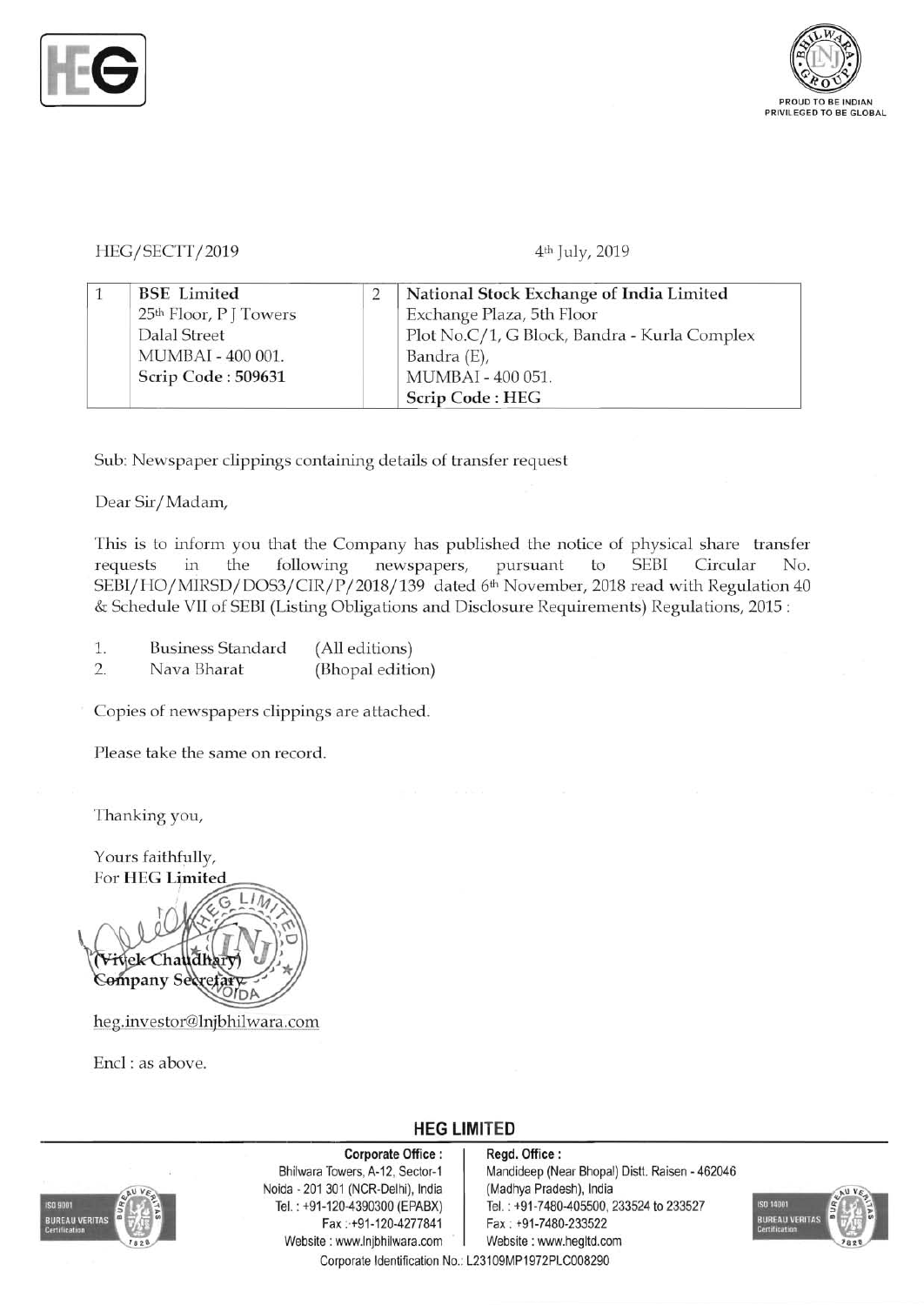HEG/SECTT/2019

4th July, 2019

| 1 | BSE Limited<br>25th Floor, P J Towers<br>Dalal Street<br>MUMBAI - 400 001.<br>**Scrip Code : 509631** | 2 | National Stock Exchange of India Limited<br>Exchange Plaza, 5th Floor<br>Plot No.C/1, G Block, Bandra - Kurla Complex<br>Bandra (E),<br>MUMBAI - 400 051.<br>**Scrip Code : HEG** |
|---|---|---|---|

Sub: Newspaper clippings containing details of transfer request

Dear Sir/Madam,

This is to inform you that the Company has published the notice of physical share transfer requests in the following newspapers, pursuant to SEBI Circular No. SEBI/HO/MIRSD/DOS3/CIR/P/2018/139 dated 6th November, 2018 read with Regulation 40 & Schedule VII of SEBI (Listing Obligations and Disclosure Requirements) Regulations, 2015 :

1. Business Standard (All editions)
2. Nava Bharat (Bhopal edition)

Copies of newspapers clippings are attached.

Please take the same on record.

Thanking you,

Yours faithfully,
For **HEG Limited**

(Vivek Chaudhary)
Company Secretary

heg.investor@lnjbhilwara.com

Encl : as above.

**HEG LIMITED**

**Corporate Office :**
Bhilwara Towers, A-12, Sector-1
Noida - 201 301 (NCR-Delhi), India
Tel. : +91-120-4390300 (EPABX)
Fax : +91-120-4277841
Website : www.lnjbhilwara.com

**Regd. Office :**
Mandideep (Near Bhopal) Distt. Raisen - 462046
(Madhya Pradesh), India
Tel. : +91-7480-405500, 233524 to 233527
Fax : +91-7480-233522
Website : www.hegltd.com

Corporate Identification No.: L23109MP1972PLC008290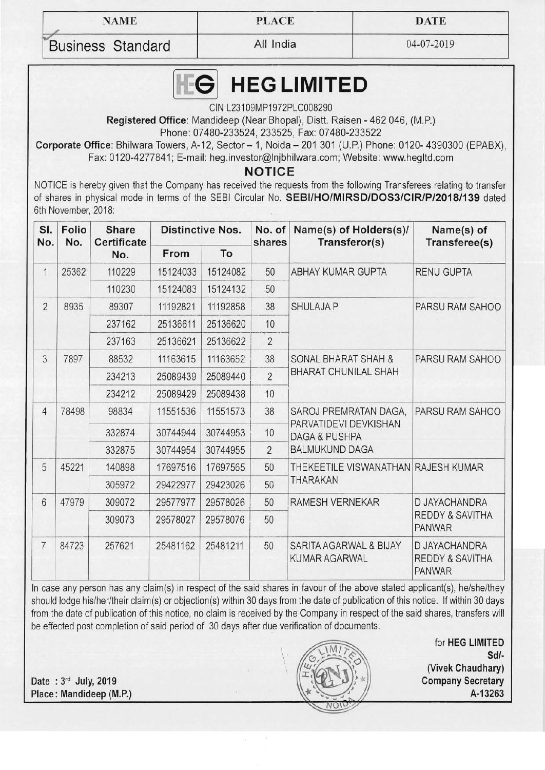| NAME | PLACE | DATE |
|---|---|---|
| Business Standard | All India | 04-07-2019 |

# HEG LIMITED

CIN L23109MP1972PLC008290

**Registered Office**: Mandideep (Near Bhopal), Distt. Raisen - 462 046, (M.P.)
Phone: 07480-233524, 233525, Fax: 07480-233522

**Corporate Office**: Bhilwara Towers, A-12, Sector – 1, Noida – 201 301 (U.P.) Phone: 0120- 4390300 (EPABX), Fax: 0120-4277841; E-mail: heg.investor@lnjbhilwara.com; Website: www.hegltd.com

## NOTICE

NOTICE is hereby given that the Company has received the requests from the following Transferees relating to transfer of shares in physical mode in terms of the SEBI Circular No. **SEBI/HO/MIRSD/DOS3/CIR/P/2018/139** dated 6th November, 2018:

| Sl. No. | Folio No. | Share Certificate No. | Distinctive Nos. | | No. of shares | Name(s) of Holders(s)/ Transferor(s) | Name(s) of Transferee(s) |
|---|---|---|---|---|---|---|---|
| | | | From | To | | | |
| 1 | 25362 | 110229 | 15124033 | 15124082 | 50 | ABHAY KUMAR GUPTA | RENU GUPTA |
| | | 110230 | 15124083 | 15124132 | 50 | | |
| 2 | 8935 | 89307 | 11192821 | 11192858 | 38 | SHULAJA P | PARSU RAM SAHOO |
| | | 237162 | 25136611 | 25136620 | 10 | | |
| | | 237163 | 25136621 | 25136622 | 2 | | |
| 3 | 7897 | 88532 | 11163615 | 11163652 | 38 | SONAL BHARAT SHAH & BHARAT CHUNILAL SHAH | PARSU RAM SAHOO |
| | | 234213 | 25089439 | 25089440 | 2 | | |
| | | 234212 | 25089429 | 25089438 | 10 | | |
| 4 | 78498 | 98834 | 11551536 | 11551573 | 38 | SAROJ PREMRATAN DAGA, PARVATIDEVI DEVKISHAN DAGA & PUSHPA BALMUKUND DAGA | PARSU RAM SAHOO |
| | | 332874 | 30744944 | 30744953 | 10 | | |
| | | 332875 | 30744954 | 30744955 | 2 | | |
| 5 | 45221 | 140898 | 17697516 | 17697565 | 50 | THEKEETILE VISWANATHAN THARAKAN | RAJESH KUMAR |
| | | 305972 | 29422977 | 29423026 | 50 | | |
| 6 | 47979 | 309072 | 29577977 | 29578026 | 50 | RAMESH VERNEKAR | D JAYACHANDRA REDDY & SAVITHA PANWAR |
| | | 309073 | 29578027 | 29578076 | 50 | | |
| 7 | 84723 | 257621 | 25481162 | 25481211 | 50 | SARITA AGARWAL & BIJAY KUMAR AGARWAL | D JAYACHANDRA REDDY & SAVITHA PANWAR |

In case any person has any claim(s) in respect of the said shares in favour of the above stated applicant(s), he/she/they should lodge his/her/their claim(s) or objection(s) within 30 days from the date of publication of this notice. If within 30 days from the date of publication of this notice, no claim is received by the Company in respect of the said shares, transfers will be effected post completion of said period of 30 days after due verification of documents.

for **HEG LIMITED**
**Sd/-**
**(Vivek Chaudhary)**
**Company Secretary**
**A-13263**

**Date : 3rd July, 2019**
**Place: Mandideep (M.P.)**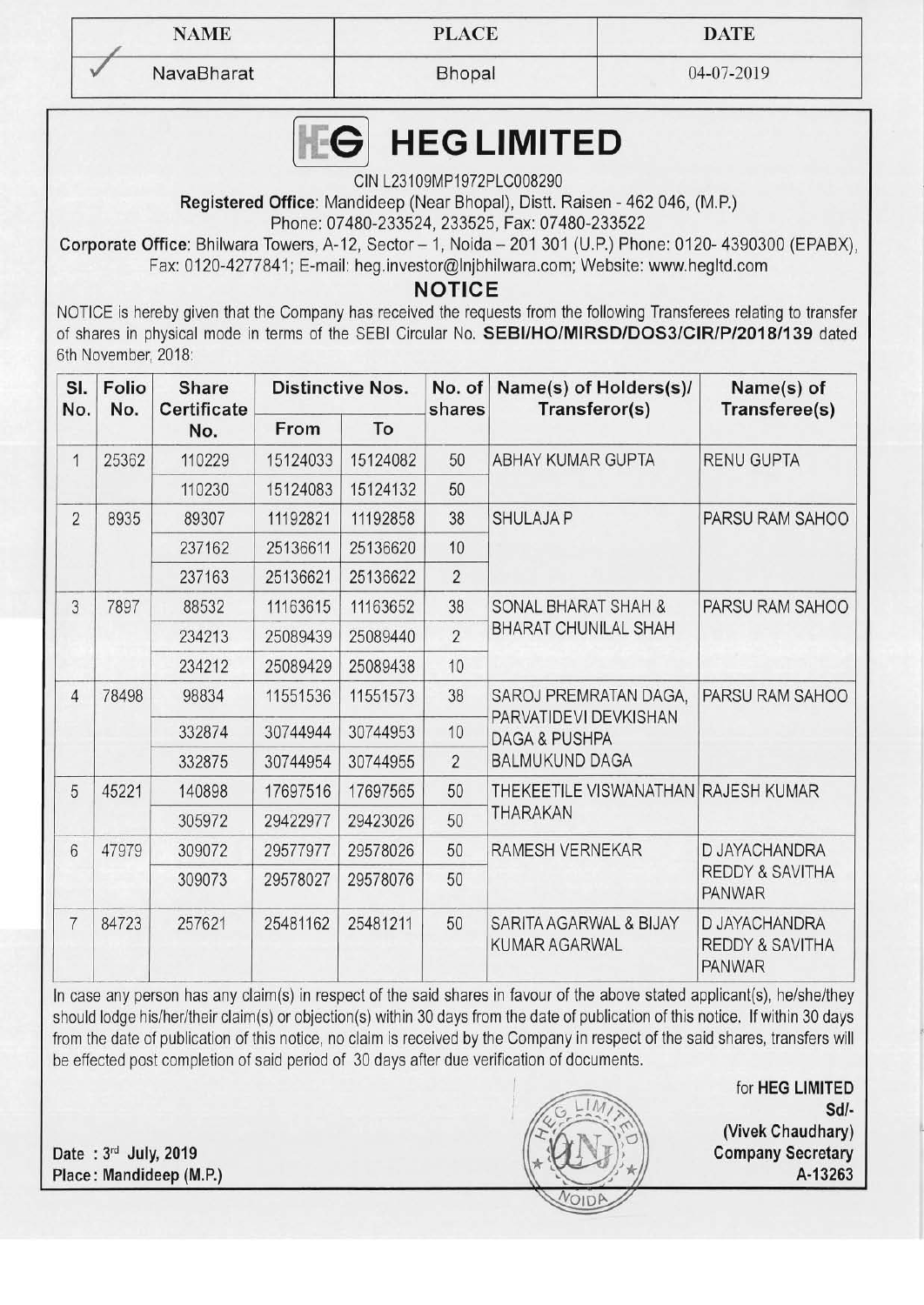| NAME | PLACE | DATE |
| --- | --- | --- |
| ✓ NavaBharat | Bhopal | 04-07-2019 |

# HEG LIMITED

CIN L23109MP1972PLC008290

**Registered Office**: Mandideep (Near Bhopal), Distt. Raisen - 462 046, (M.P.)
Phone: 07480-233524, 233525, Fax: 07480-233522

**Corporate Office**: Bhilwara Towers, A-12, Sector – 1, Noida – 201 301 (U.P.) Phone: 0120- 4390300 (EPABX), Fax: 0120-4277841; E-mail: heg.investor@lnjbhilwara.com; Website: www.hegltd.com

## NOTICE

NOTICE is hereby given that the Company has received the requests from the following Transferees relating to transfer of shares in physical mode in terms of the SEBI Circular No. **SEBI/HO/MIRSD/DOS3/CIR/P/2018/139** dated 6th November, 2018:

| Sl. No. | Folio No. | Share Certificate No. | Distinctive Nos. | | No. of shares | Name(s) of Holders(s)/ Transferor(s) | Name(s) of Transferee(s) |
| --- | --- | --- | --- | --- | --- | --- | --- |
| | | | From | To | | | |
| 1 | 25362 | 110229 | 15124033 | 15124082 | 50 | ABHAY KUMAR GUPTA | RENU GUPTA |
| | | 110230 | 15124083 | 15124132 | 50 | | |
| 2 | 8935 | 89307 | 11192821 | 11192858 | 38 | SHULAJA P | PARSU RAM SAHOO |
| | | 237162 | 25136611 | 25136620 | 10 | | |
| | | 237163 | 25136621 | 25136622 | 2 | | |
| 3 | 7897 | 88532 | 11163615 | 11163652 | 38 | SONAL BHARAT SHAH & BHARAT CHUNILAL SHAH | PARSU RAM SAHOO |
| | | 234213 | 25089439 | 25089440 | 2 | | |
| | | 234212 | 25089429 | 25089438 | 10 | | |
| 4 | 78498 | 98834 | 11551536 | 11551573 | 38 | SAROJ PREMRATAN DAGA, PARVATIDEVI DEVKISHAN DAGA & PUSHPA BALMUKUND DAGA | PARSU RAM SAHOO |
| | | 332874 | 30744944 | 30744953 | 10 | | |
| | | 332875 | 30744954 | 30744955 | 2 | | |
| 5 | 45221 | 140898 | 17697516 | 17697565 | 50 | THEKEETILE VISWANATHAN THARAKAN | RAJESH KUMAR |
| | | 305972 | 29422977 | 29423026 | 50 | | |
| 6 | 47979 | 309072 | 29577977 | 29578026 | 50 | RAMESH VERNEKAR | D JAYACHANDRA REDDY & SAVITHA PANWAR |
| | | 309073 | 29578027 | 29578076 | 50 | | |
| 7 | 84723 | 257621 | 25481162 | 25481211 | 50 | SARITA AGARWAL & BIJAY KUMAR AGARWAL | D JAYACHANDRA REDDY & SAVITHA PANWAR |

In case any person has any claim(s) in respect of the said shares in favour of the above stated applicant(s), he/she/they should lodge his/her/their claim(s) or objection(s) within 30 days from the date of publication of this notice. If within 30 days from the date of publication of this notice, no claim is received by the Company in respect of the said shares, transfers will be effected post completion of said period of 30 days after due verification of documents.

for **HEG LIMITED**
**Sd/-**
**(Vivek Chaudhary)**
**Company Secretary**
**A-13263**

**Date : 3rd July, 2019**
**Place: Mandideep (M.P.)**